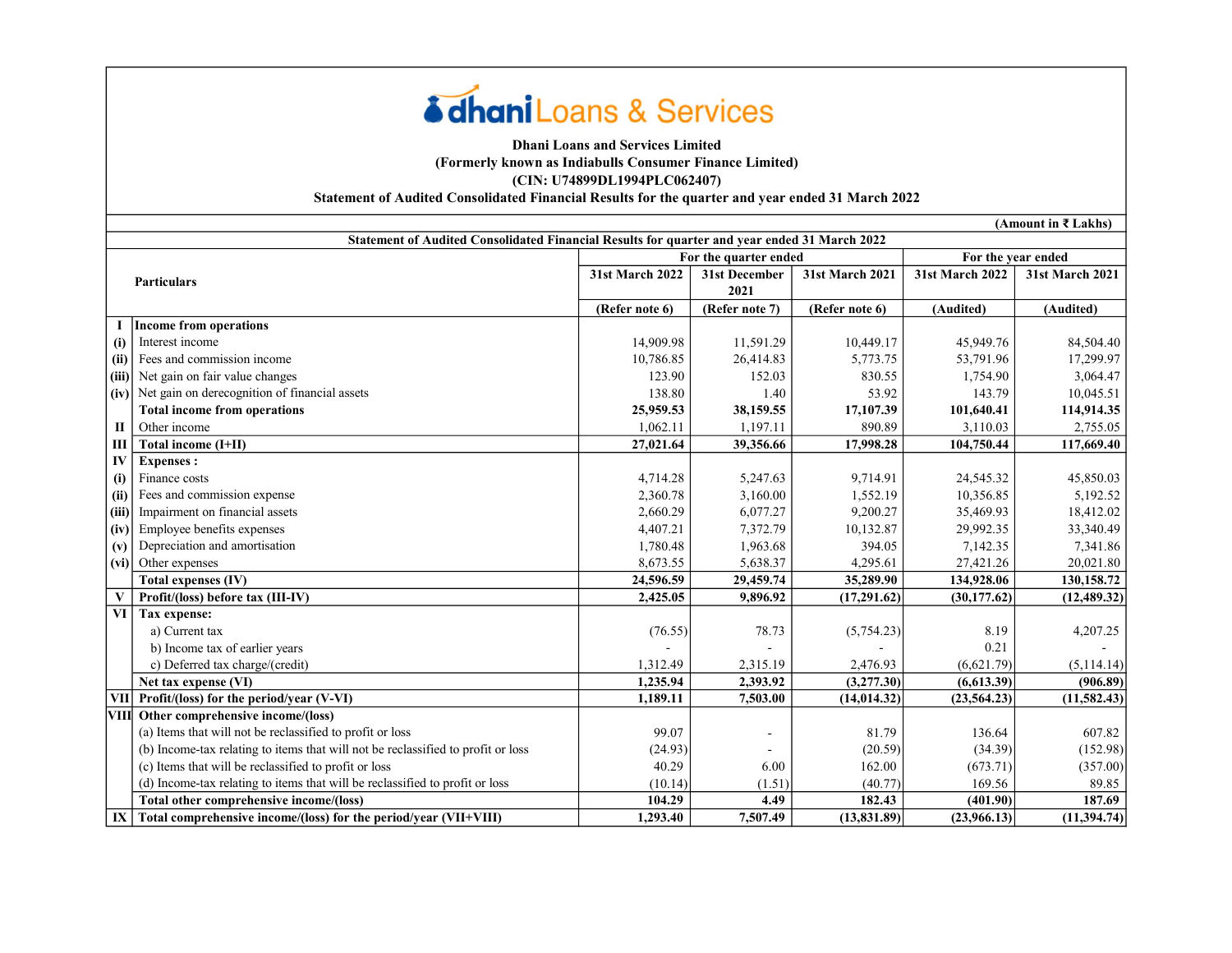# dhani Loans & Services

**Dhani Loans and Services Limited**
**(Formerly known as Indiabulls Consumer Finance Limited)**
**(CIN: U74899DL1994PLC062407)**
**Statement of Audited Consolidated Financial Results for the quarter and year ended 31 March 2022**

**(Amount in ₹ Lakhs)**

**Statement of Audited Consolidated Financial Results for quarter and year ended 31 March 2022**

| | Particulars | For the quarter ended | | | For the year ended | |
|---|---|---|---|---|---|---|
| | | 31st March 2022 | 31st December 2021 | 31st March 2021 | 31st March 2022 | 31st March 2021 |
| | | (Refer note 6) | (Refer note 7) | (Refer note 6) | (Audited) | (Audited) |
| **I** | **Income from operations** | | | | | |
| (i) | Interest income | 14,909.98 | 11,591.29 | 10,449.17 | 45,949.76 | 84,504.40 |
| (ii) | Fees and commission income | 10,786.85 | 26,414.83 | 5,773.75 | 53,791.96 | 17,299.97 |
| (iii) | Net gain on fair value changes | 123.90 | 152.03 | 830.55 | 1,754.90 | 3,064.47 |
| (iv) | Net gain on derecognition of financial assets | 138.80 | 1.40 | 53.92 | 143.79 | 10,045.51 |
| | **Total income from operations** | **25,959.53** | **38,159.55** | **17,107.39** | **101,640.41** | **114,914.35** |
| **II** | Other income | 1,062.11 | 1,197.11 | 890.89 | 3,110.03 | 2,755.05 |
| **III** | **Total income (I+II)** | **27,021.64** | **39,356.66** | **17,998.28** | **104,750.44** | **117,669.40** |
| **IV** | **Expenses :** | | | | | |
| (i) | Finance costs | 4,714.28 | 5,247.63 | 9,714.91 | 24,545.32 | 45,850.03 |
| (ii) | Fees and commission expense | 2,360.78 | 3,160.00 | 1,552.19 | 10,356.85 | 5,192.52 |
| (iii) | Impairment on financial assets | 2,660.29 | 6,077.27 | 9,200.27 | 35,469.93 | 18,412.02 |
| (iv) | Employee benefits expenses | 4,407.21 | 7,372.79 | 10,132.87 | 29,992.35 | 33,340.49 |
| (v) | Depreciation and amortisation | 1,780.48 | 1,963.68 | 394.05 | 7,142.35 | 7,341.86 |
| (vi) | Other expenses | 8,673.55 | 5,638.37 | 4,295.61 | 27,421.26 | 20,021.80 |
| | **Total expenses (IV)** | **24,596.59** | **29,459.74** | **35,289.90** | **134,928.06** | **130,158.72** |
| **V** | **Profit/(loss) before tax (III-IV)** | **2,425.05** | **9,896.92** | **(17,291.62)** | **(30,177.62)** | **(12,489.32)** |
| **VI** | **Tax expense:** | | | | | |
| | a) Current tax | (76.55) | 78.73 | (5,754.23) | 8.19 | 4,207.25 |
| | b) Income tax of earlier years | - | - | - | 0.21 | - |
| | c) Deferred tax charge/(credit) | 1,312.49 | 2,315.19 | 2,476.93 | (6,621.79) | (5,114.14) |
| | **Net tax expense (VI)** | **1,235.94** | **2,393.92** | **(3,277.30)** | **(6,613.39)** | **(906.89)** |
| **VII** | **Profit/(loss) for the period/year (V-VI)** | **1,189.11** | **7,503.00** | **(14,014.32)** | **(23,564.23)** | **(11,582.43)** |
| **VIII** | **Other comprehensive income/(loss)** | | | | | |
| | (a) Items that will not be reclassified to profit or loss | 99.07 | - | 81.79 | 136.64 | 607.82 |
| | (b) Income-tax relating to items that will not be reclassified to profit or loss | (24.93) | - | (20.59) | (34.39) | (152.98) |
| | (c) Items that will be reclassified to profit or loss | 40.29 | 6.00 | 162.00 | (673.71) | (357.00) |
| | (d) Income-tax relating to items that will be reclassified to profit or loss | (10.14) | (1.51) | (40.77) | 169.56 | 89.85 |
| | **Total other comprehensive income/(loss)** | **104.29** | **4.49** | **182.43** | **(401.90)** | **187.69** |
| **IX** | **Total comprehensive income/(loss) for the period/year (VII+VIII)** | **1,293.40** | **7,507.49** | **(13,831.89)** | **(23,966.13)** | **(11,394.74)** |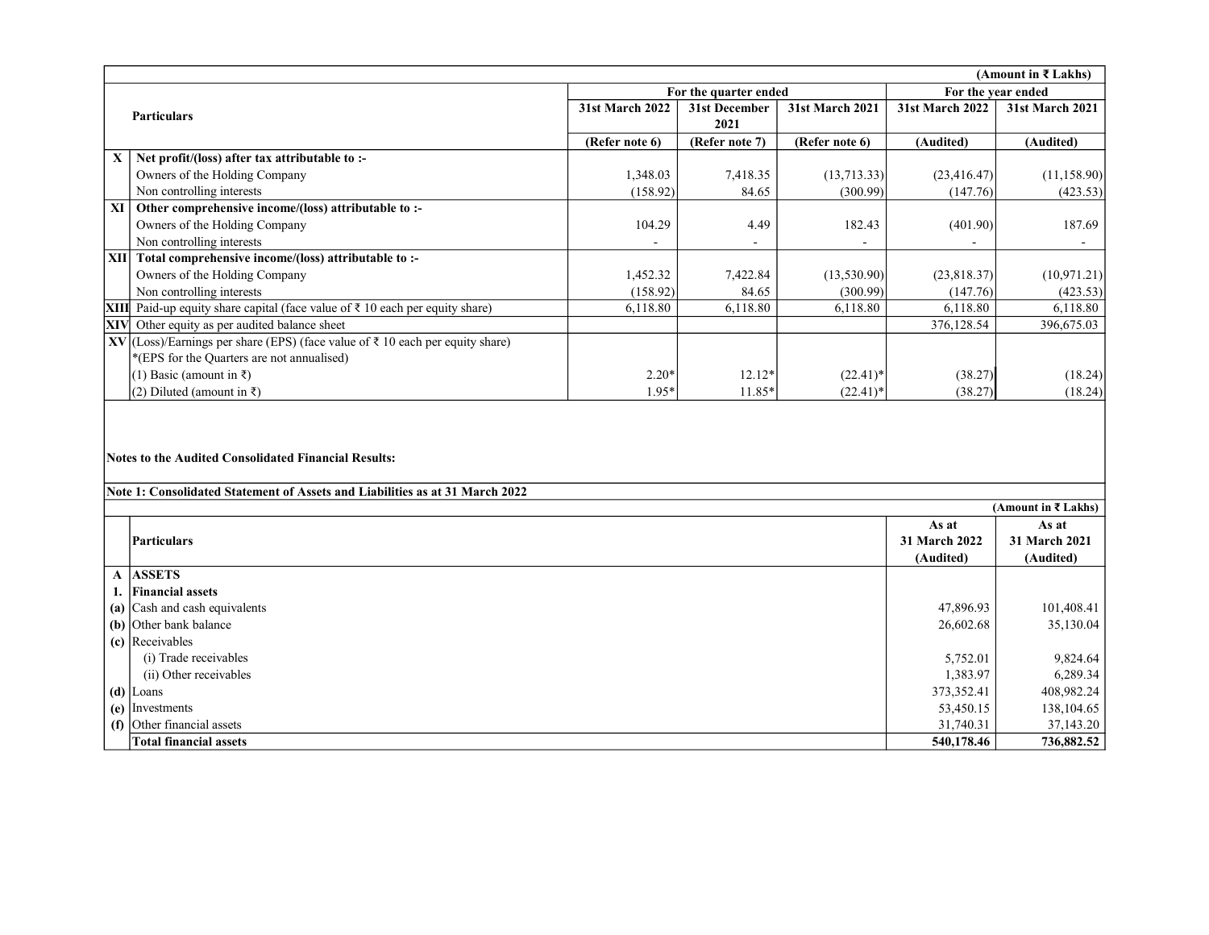(Amount in ₹ Lakhs)

| | Particulars | For the quarter ended | | | For the year ended | |
|---|---|---|---|---|---|---|
| | | 31st March 2022 | 31st December 2021 | 31st March 2021 | 31st March 2022 | 31st March 2021 |
| | | (Refer note 6) | (Refer note 7) | (Refer note 6) | (Audited) | (Audited) |
| X | **Net profit/(loss) after tax attributable to :-** | | | | | |
| | Owners of the Holding Company | 1,348.03 | 7,418.35 | (13,713.33) | (23,416.47) | (11,158.90) |
| | Non controlling interests | (158.92) | 84.65 | (300.99) | (147.76) | (423.53) |
| XI | **Other comprehensive income/(loss) attributable to :-** | | | | | |
| | Owners of the Holding Company | 104.29 | 4.49 | 182.43 | (401.90) | 187.69 |
| | Non controlling interests | - | - | - | - | - |
| XII | **Total comprehensive income/(loss) attributable to :-** | | | | | |
| | Owners of the Holding Company | 1,452.32 | 7,422.84 | (13,530.90) | (23,818.37) | (10,971.21) |
| | Non controlling interests | (158.92) | 84.65 | (300.99) | (147.76) | (423.53) |
| XIII | Paid-up equity share capital (face value of ₹ 10 each per equity share) | 6,118.80 | 6,118.80 | 6,118.80 | 6,118.80 | 6,118.80 |
| XIV | Other equity as per audited balance sheet | | | | 376,128.54 | 396,675.03 |
| XV | (Loss)/Earnings per share (EPS) (face value of ₹ 10 each per equity share) *(EPS for the Quarters are not annualised) | | | | | |
| | (1) Basic (amount in ₹) | 2.20* | 12.12* | (22.41)* | (38.27) | (18.24) |
| | (2) Diluted (amount in ₹) | 1.95* | 11.85* | (22.41)* | (38.27) | (18.24) |

**Notes to the Audited Consolidated Financial Results:**

**Note 1: Consolidated Statement of Assets and Liabilities as at 31 March 2022**

(Amount in ₹ Lakhs)

| | Particulars | As at 31 March 2022 (Audited) | As at 31 March 2021 (Audited) |
|---|---|---|---|
| **A** | **ASSETS** | | |
| **1.** | **Financial assets** | | |
| **(a)** | Cash and cash equivalents | 47,896.93 | 101,408.41 |
| **(b)** | Other bank balance | 26,602.68 | 35,130.04 |
| **(c)** | Receivables | | |
| | (i) Trade receivables | 5,752.01 | 9,824.64 |
| | (ii) Other receivables | 1,383.97 | 6,289.34 |
| **(d)** | Loans | 373,352.41 | 408,982.24 |
| **(e)** | Investments | 53,450.15 | 138,104.65 |
| **(f)** | Other financial assets | 31,740.31 | 37,143.20 |
| | **Total financial assets** | **540,178.46** | **736,882.52** |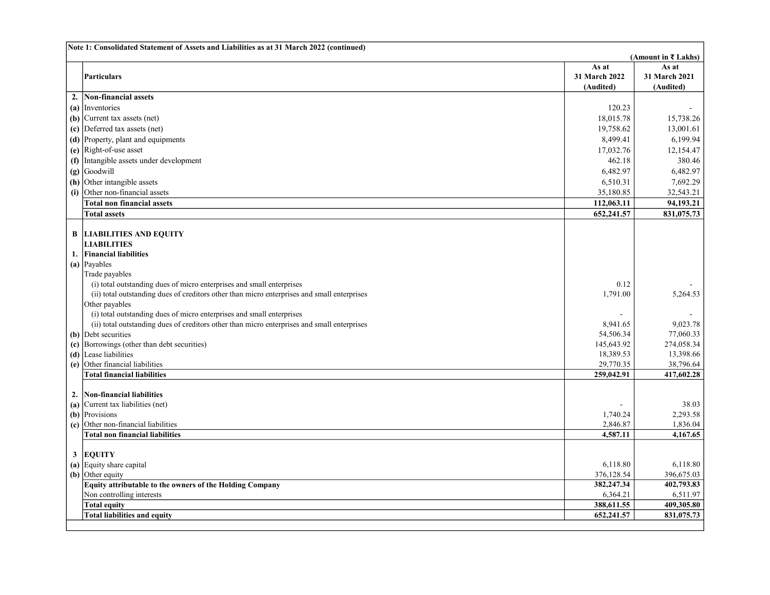**Note 1: Consolidated Statement of Assets and Liabilities as at 31 March 2022 (continued)**

(Amount in ₹ Lakhs)

| | Particulars | As at 31 March 2022 (Audited) | As at 31 March 2021 (Audited) |
|---|---|---|---|
| **2.** | **Non-financial assets** | | |
| **(a)** | Inventories | 120.23 | - |
| **(b)** | Current tax assets (net) | 18,015.78 | 15,738.26 |
| **(c)** | Deferred tax assets (net) | 19,758.62 | 13,001.61 |
| **(d)** | Property, plant and equipments | 8,499.41 | 6,199.94 |
| **(e)** | Right-of-use asset | 17,032.76 | 12,154.47 |
| **(f)** | Intangible assets under development | 462.18 | 380.46 |
| **(g)** | Goodwill | 6,482.97 | 6,482.97 |
| **(h)** | Other intangible assets | 6,510.31 | 7,692.29 |
| **(i)** | Other non-financial assets | 35,180.85 | 32,543.21 |
| | **Total non financial assets** | **112,063.11** | **94,193.21** |
| | **Total assets** | **652,241.57** | **831,075.73** |
| | | | |
| **B** | **LIABILITIES AND EQUITY** | | |
| | **LIABILITIES** | | |
| **1.** | **Financial liabilities** | | |
| **(a)** | Payables | | |
| | Trade payables | | |
| | (i) total outstanding dues of micro enterprises and small enterprises | 0.12 | - |
| | (ii) total outstanding dues of creditors other than micro enterprises and small enterprises | 1,791.00 | 5,264.53 |
| | Other payables | | |
| | (i) total outstanding dues of micro enterprises and small enterprises | - | - |
| | (ii) total outstanding dues of creditors other than micro enterprises and small enterprises | 8,941.65 | 9,023.78 |
| **(b)** | Debt securities | 54,506.34 | 77,060.33 |
| **(c)** | Borrowings (other than debt securities) | 145,643.92 | 274,058.34 |
| **(d)** | Lease liabilities | 18,389.53 | 13,398.66 |
| **(e)** | Other financial liabilities | 29,770.35 | 38,796.64 |
| | **Total financial liabilities** | **259,042.91** | **417,602.28** |
| | | | |
| **2.** | **Non-financial liabilities** | | |
| **(a)** | Current tax liabilities (net) | - | 38.03 |
| **(b)** | Provisions | 1,740.24 | 2,293.58 |
| **(c)** | Other non-financial liabilities | 2,846.87 | 1,836.04 |
| | **Total non financial liabilities** | **4,587.11** | **4,167.65** |
| | | | |
| **3** | **EQUITY** | | |
| **(a)** | Equity share capital | 6,118.80 | 6,118.80 |
| **(b)** | Other equity | 376,128.54 | 396,675.03 |
| | **Equity attributable to the owners of the Holding Company** | **382,247.34** | **402,793.83** |
| | Non controlling interests | 6,364.21 | 6,511.97 |
| | **Total equity** | **388,611.55** | **409,305.80** |
| | **Total liabilities and equity** | **652,241.57** | **831,075.73** |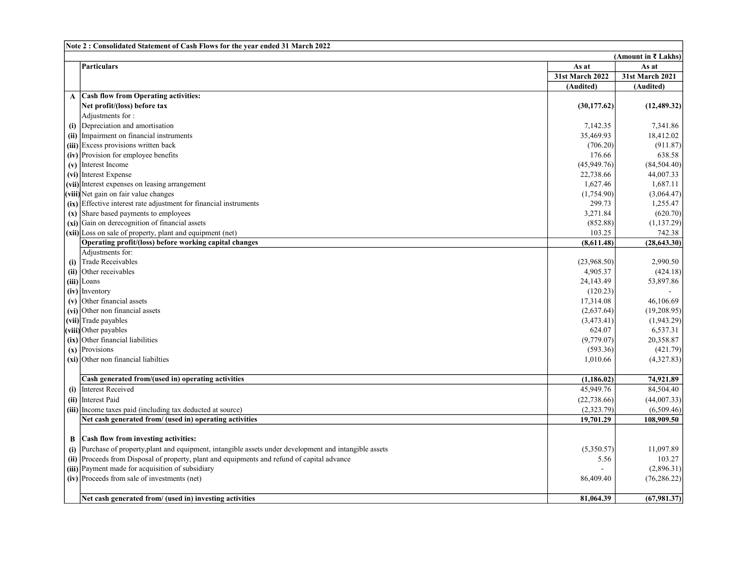| | Note 2 : Consolidated Statement of Cash Flows for the year ended 31 March 2022 | | |
|---|---|---|---|
| | | | (Amount in ₹ Lakhs) |
| | **Particulars** | **As at 31st March 2022 (Audited)** | **As at 31st March 2021 (Audited)** |
| **A** | **Cash flow from Operating activities:** | | |
| | **Net profit/(loss) before tax** | **(30,177.62)** | **(12,489.32)** |
| | Adjustments for : | | |
| **(i)** | Depreciation and amortisation | 7,142.35 | 7,341.86 |
| **(ii)** | Impairment on financial instruments | 35,469.93 | 18,412.02 |
| **(iii)** | Excess provisions written back | (706.20) | (911.87) |
| **(iv)** | Provision for employee benefits | 176.66 | 638.58 |
| **(v)** | Interest Income | (45,949.76) | (84,504.40) |
| **(vi)** | Interest Expense | 22,738.66 | 44,007.33 |
| **(vii)** | Interest expenses on leasing arrangement | 1,627.46 | 1,687.11 |
| **(viii)** | Net gain on fair value changes | (1,754.90) | (3,064.47) |
| **(ix)** | Effective interest rate adjustment for financial instruments | 299.73 | 1,255.47 |
| **(x)** | Share based payments to employees | 3,271.84 | (620.70) |
| **(xi)** | Gain on derecognition of financial assets | (852.88) | (1,137.29) |
| **(xii)** | Loss on sale of property, plant and equipment (net) | 103.25 | 742.38 |
| | **Operating profit/(loss) before working capital changes** | **(8,611.48)** | **(28,643.30)** |
| | Adjustments for: | | |
| **(i)** | Trade Receivables | (23,968.50) | 2,990.50 |
| **(ii)** | Other receivables | 4,905.37 | (424.18) |
| **(iii)** | Loans | 24,143.49 | 53,897.86 |
| **(iv)** | Inventory | (120.23) | - |
| **(v)** | Other financial assets | 17,314.08 | 46,106.69 |
| **(vi)** | Other non financial assets | (2,637.64) | (19,208.95) |
| **(vii)** | Trade payables | (3,473.41) | (1,943.29) |
| **(viii)** | Other payables | 624.07 | 6,537.31 |
| **(ix)** | Other financial liabilities | (9,779.07) | 20,358.87 |
| **(x)** | Provisions | (593.36) | (421.79) |
| **(xi)** | Other non financial liabilties | 1,010.66 | (4,327.83) |
| | **Cash generated from/(used in) operating activities** | **(1,186.02)** | **74,921.89** |
| **(i)** | Interest Received | 45,949.76 | 84,504.40 |
| **(ii)** | Interest Paid | (22,738.66) | (44,007.33) |
| **(iii)** | Income taxes paid (including tax deducted at source) | (2,323.79) | (6,509.46) |
| | **Net cash generated from/ (used in) operating activities** | **19,701.29** | **108,909.50** |
| **B** | **Cash flow from investing activities:** | | |
| **(i)** | Purchase of property,plant and equipment, intangible assets under development and intangible assets | (5,350.57) | 11,097.89 |
| **(ii)** | Proceeds from Disposal of property, plant and equipments and refund of capital advance | 5.56 | 103.27 |
| **(iii)** | Payment made for acquisition of subsidiary | - | (2,896.31) |
| **(iv)** | Proceeds from sale of investments (net) | 86,409.40 | (76,286.22) |
| | **Net cash generated from/ (used in) investing activities** | **81,064.39** | **(67,981.37)** |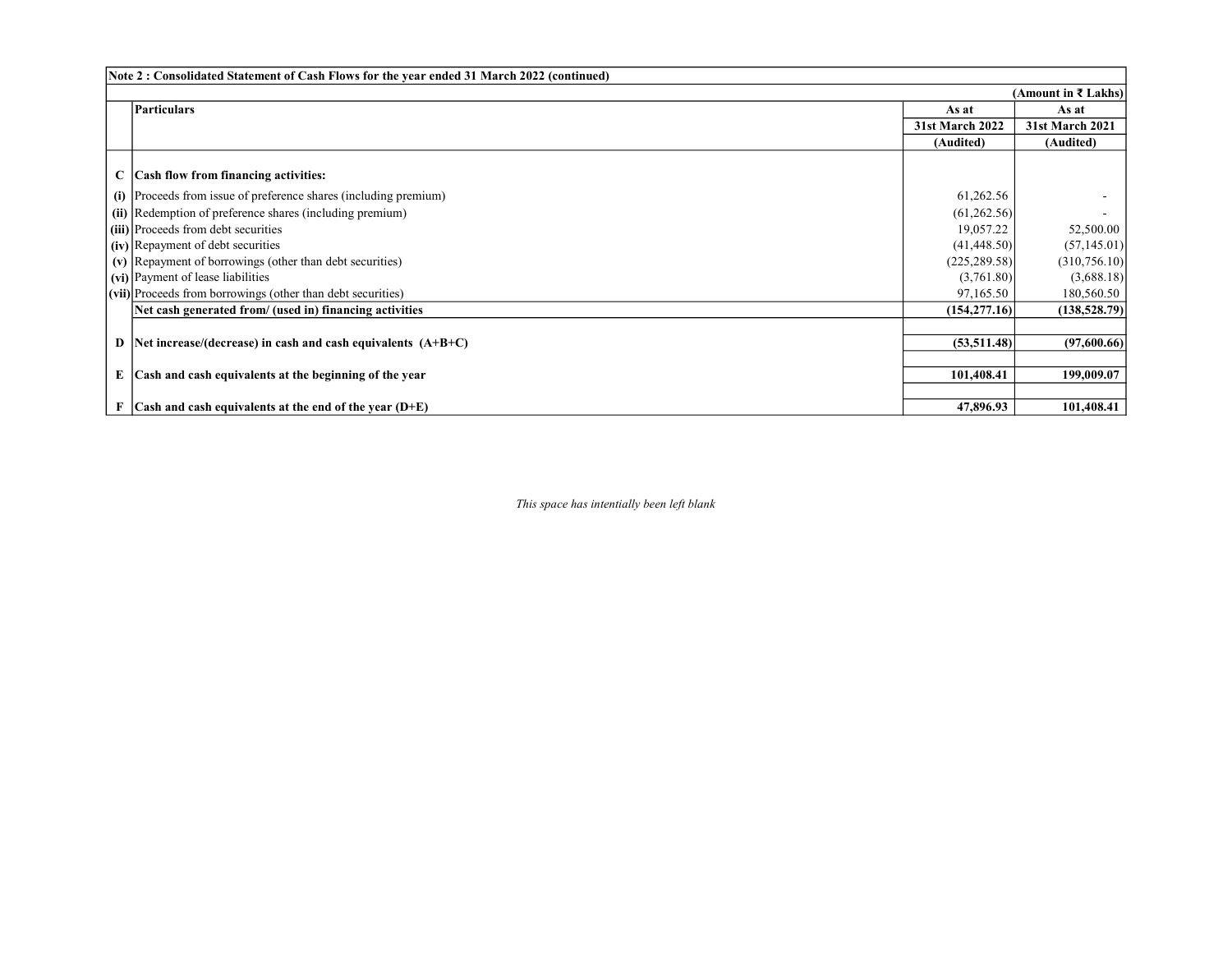| | Note 2 : Consolidated Statement of Cash Flows for the year ended 31 March 2022 (continued) | | |
|---|---|---|---|
| | | | (Amount in ₹ Lakhs) |
| | **Particulars** | **As at 31st March 2022 (Audited)** | **As at 31st March 2021 (Audited)** |
| **C** | **Cash flow from financing activities:** | | |
| **(i)** | Proceeds from issue of preference shares (including premium) | 61,262.56 | - |
| **(ii)** | Redemption of preference shares (including premium) | (61,262.56) | - |
| **(iii)** | Proceeds from debt securities | 19,057.22 | 52,500.00 |
| **(iv)** | Repayment of debt securities | (41,448.50) | (57,145.01) |
| **(v)** | Repayment of borrowings (other than debt securities) | (225,289.58) | (310,756.10) |
| **(vi)** | Payment of lease liabilities | (3,761.80) | (3,688.18) |
| **(vii)** | Proceeds from borrowings (other than debt securities) | 97,165.50 | 180,560.50 |
| | **Net cash generated from/ (used in) financing activities** | **(154,277.16)** | **(138,528.79)** |
| **D** | **Net increase/(decrease) in cash and cash equivalents (A+B+C)** | **(53,511.48)** | **(97,600.66)** |
| **E** | **Cash and cash equivalents at the beginning of the year** | **101,408.41** | **199,009.07** |
| **F** | **Cash and cash equivalents at the end of the year (D+E)** | **47,896.93** | **101,408.41** |

*This space has intentially been left blank*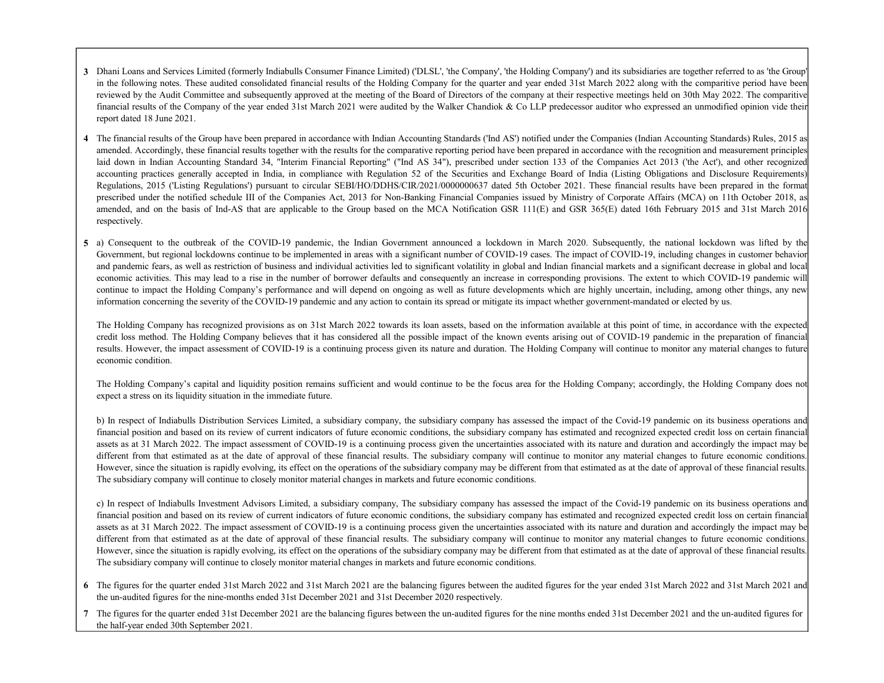3. Dhani Loans and Services Limited (formerly Indiabulls Consumer Finance Limited) ('DLSL', 'the Company', 'the Holding Company') and its subsidiaries are together referred to as 'the Group' in the following notes. These audited consolidated financial results of the Holding Company for the quarter and year ended 31st March 2022 along with the comparitive period have been reviewed by the Audit Committee and subsequently approved at the meeting of the Board of Directors of the company at their respective meetings held on 30th May 2022. The comparitive financial results of the Company of the year ended 31st March 2021 were audited by the Walker Chandiok & Co LLP predecessor auditor who expressed an unmodified opinion vide their report dated 18 June 2021.

4. The financial results of the Group have been prepared in accordance with Indian Accounting Standards ('Ind AS') notified under the Companies (Indian Accounting Standards) Rules, 2015 as amended. Accordingly, these financial results together with the results for the comparative reporting period have been prepared in accordance with the recognition and measurement principles laid down in Indian Accounting Standard 34, "Interim Financial Reporting" ("Ind AS 34"), prescribed under section 133 of the Companies Act 2013 ('the Act'), and other recognized accounting practices generally accepted in India, in compliance with Regulation 52 of the Securities and Exchange Board of India (Listing Obligations and Disclosure Requirements) Regulations, 2015 ('Listing Regulations') pursuant to circular SEBI/HO/DDHS/CIR/2021/0000000637 dated 5th October 2021. These financial results have been prepared in the format prescribed under the notified schedule III of the Companies Act, 2013 for Non-Banking Financial Companies issued by Ministry of Corporate Affairs (MCA) on 11th October 2018, as amended, and on the basis of Ind-AS that are applicable to the Group based on the MCA Notification GSR 111(E) and GSR 365(E) dated 16th February 2015 and 31st March 2016 respectively.

5. a) Consequent to the outbreak of the COVID-19 pandemic, the Indian Government announced a lockdown in March 2020. Subsequently, the national lockdown was lifted by the Government, but regional lockdowns continue to be implemented in areas with a significant number of COVID-19 cases. The impact of COVID-19, including changes in customer behavior and pandemic fears, as well as restriction of business and individual activities led to significant volatility in global and Indian financial markets and a significant decrease in global and local economic activities. This may lead to a rise in the number of borrower defaults and consequently an increase in corresponding provisions. The extent to which COVID-19 pandemic will continue to impact the Holding Company's performance and will depend on ongoing as well as future developments which are highly uncertain, including, among other things, any new information concerning the severity of the COVID-19 pandemic and any action to contain its spread or mitigate its impact whether government-mandated or elected by us.

   The Holding Company has recognized provisions as on 31st March 2022 towards its loan assets, based on the information available at this point of time, in accordance with the expected credit loss method. The Holding Company believes that it has considered all the possible impact of the known events arising out of COVID-19 pandemic in the preparation of financial results. However, the impact assessment of COVID-19 is a continuing process given its nature and duration. The Holding Company will continue to monitor any material changes to future economic condition.

   The Holding Company's capital and liquidity position remains sufficient and would continue to be the focus area for the Holding Company; accordingly, the Holding Company does not expect a stress on its liquidity situation in the immediate future.

   b) In respect of Indiabulls Distribution Services Limited, a subsidiary company, the subsidiary company has assessed the impact of the Covid-19 pandemic on its business operations and financial position and based on its review of current indicators of future economic conditions, the subsidiary company has estimated and recognized expected credit loss on certain financial assets as at 31 March 2022. The impact assessment of COVID-19 is a continuing process given the uncertainties associated with its nature and duration and accordingly the impact may be different from that estimated as at the date of approval of these financial results. The subsidiary company will continue to monitor any material changes to future economic conditions. However, since the situation is rapidly evolving, its effect on the operations of the subsidiary company may be different from that estimated as at the date of approval of these financial results. The subsidiary company will continue to closely monitor material changes in markets and future economic conditions.

   c) In respect of Indiabulls Investment Advisors Limited, a subsidiary company, The subsidiary company has assessed the impact of the Covid-19 pandemic on its business operations and financial position and based on its review of current indicators of future economic conditions, the subsidiary company has estimated and recognized expected credit loss on certain financial assets as at 31 March 2022. The impact assessment of COVID-19 is a continuing process given the uncertainties associated with its nature and duration and accordingly the impact may be different from that estimated as at the date of approval of these financial results. The subsidiary company will continue to monitor any material changes to future economic conditions. However, since the situation is rapidly evolving, its effect on the operations of the subsidiary company may be different from that estimated as at the date of approval of these financial results. The subsidiary company will continue to closely monitor material changes in markets and future economic conditions.

6. The figures for the quarter ended 31st March 2022 and 31st March 2021 are the balancing figures between the audited figures for the year ended 31st March 2022 and 31st March 2021 and the un-audited figures for the nine-months ended 31st December 2021 and 31st December 2020 respectively.

7. The figures for the quarter ended 31st December 2021 are the balancing figures between the un-audited figures for the nine months ended 31st December 2021 and the un-audited figures for the half-year ended 30th September 2021.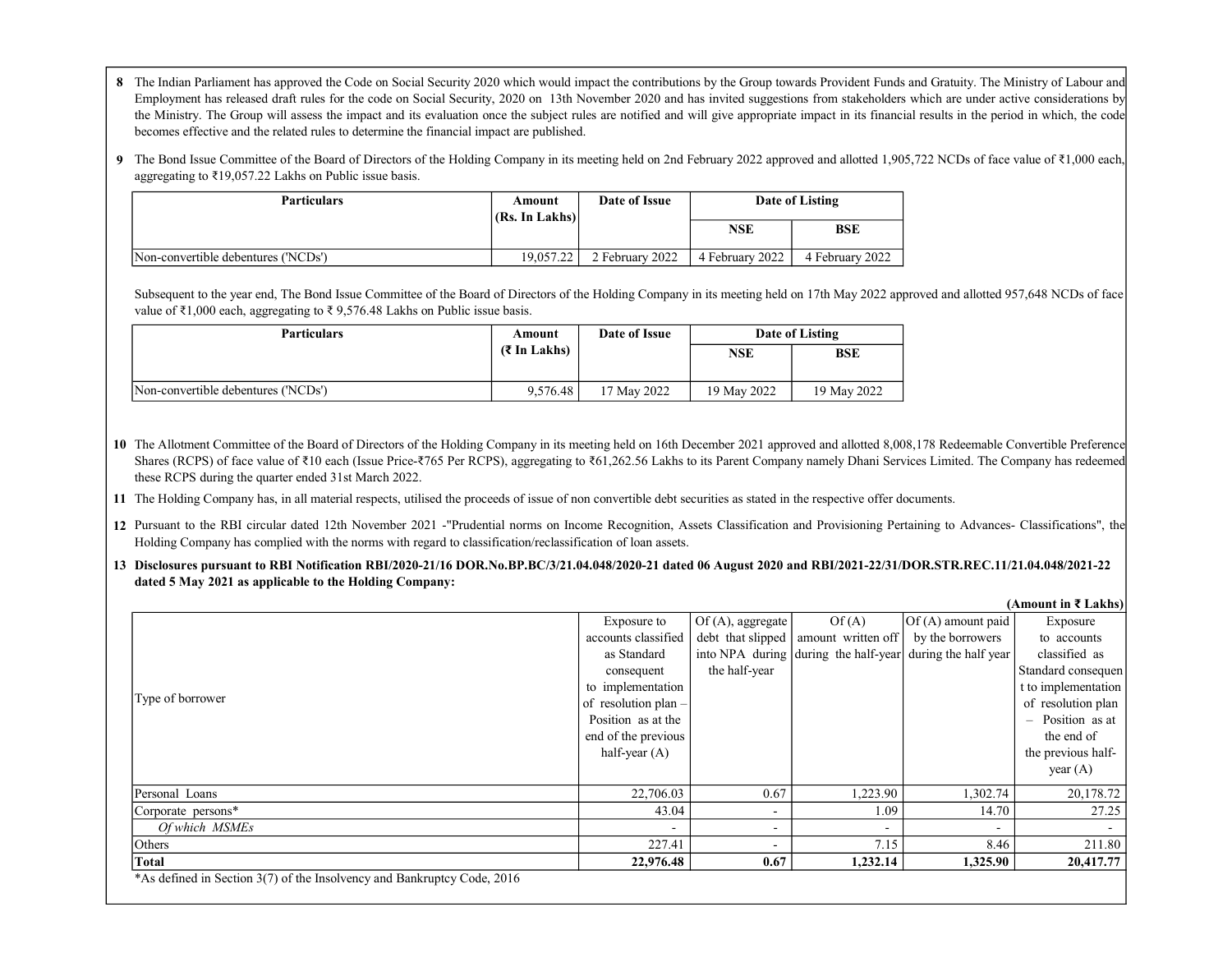**8** The Indian Parliament has approved the Code on Social Security 2020 which would impact the contributions by the Group towards Provident Funds and Gratuity. The Ministry of Labour and Employment has released draft rules for the code on Social Security, 2020 on 13th November 2020 and has invited suggestions from stakeholders which are under active considerations by the Ministry. The Group will assess the impact and its evaluation once the subject rules are notified and will give appropriate impact in its financial results in the period in which, the code becomes effective and the related rules to determine the financial impact are published.

**9** The Bond Issue Committee of the Board of Directors of the Holding Company in its meeting held on 2nd February 2022 approved and allotted 1,905,722 NCDs of face value of ₹1,000 each, aggregating to ₹19,057.22 Lakhs on Public issue basis.

| Particulars | Amount (Rs. In Lakhs) | Date of Issue | Date of Listing | |
|---|---|---|---|---|
| | | | NSE | BSE |
| Non-convertible debentures ('NCDs') | 19,057.22 | 2 February 2022 | 4 February 2022 | 4 February 2022 |

Subsequent to the year end, The Bond Issue Committee of the Board of Directors of the Holding Company in its meeting held on 17th May 2022 approved and allotted 957,648 NCDs of face value of ₹1,000 each, aggregating to ₹ 9,576.48 Lakhs on Public issue basis.

| Particulars | Amount (₹ In Lakhs) | Date of Issue | Date of Listing | |
|---|---|---|---|---|
| | | | NSE | BSE |
| Non-convertible debentures ('NCDs') | 9,576.48 | 17 May 2022 | 19 May 2022 | 19 May 2022 |

**10** The Allotment Committee of the Board of Directors of the Holding Company in its meeting held on 16th December 2021 approved and allotted 8,008,178 Redeemable Convertible Preference Shares (RCPS) of face value of ₹10 each (Issue Price-₹765 Per RCPS), aggregating to ₹61,262.56 Lakhs to its Parent Company namely Dhani Services Limited. The Company has redeemed these RCPS during the quarter ended 31st March 2022.

**11** The Holding Company has, in all material respects, utilised the proceeds of issue of non convertible debt securities as stated in the respective offer documents.

**12** Pursuant to the RBI circular dated 12th November 2021 -"Prudential norms on Income Recognition, Assets Classification and Provisioning Pertaining to Advances- Classifications", the Holding Company has complied with the norms with regard to classification/reclassification of loan assets.

**13 Disclosures pursuant to RBI Notification RBI/2020-21/16 DOR.No.BP.BC/3/21.04.048/2020-21 dated 06 August 2020 and RBI/2021-22/31/DOR.STR.REC.11/21.04.048/2021-22 dated 5 May 2021 as applicable to the Holding Company:**

**(Amount in ₹ Lakhs)**

| Type of borrower | Exposure to accounts classified as Standard consequent to implementation of resolution plan – Position as at the end of the previous half-year (A) | Of (A), aggregate debt that slipped into NPA during the half-year | Of (A) amount written off during the half-year | Of (A) amount paid by the borrowers during the half year | Exposure to accounts classified as Standard consequent to implementation of resolution plan – Position as at the end of the previous half-year (A) |
|---|---|---|---|---|---|
| Personal Loans | 22,706.03 | 0.67 | 1,223.90 | 1,302.74 | 20,178.72 |
| Corporate persons* | 43.04 | - | 1.09 | 14.70 | 27.25 |
| *Of which MSMEs* | - | - | - | - | - |
| Others | 227.41 | - | 7.15 | 8.46 | 211.80 |
| **Total** | **22,976.48** | **0.67** | **1,232.14** | **1,325.90** | **20,417.77** |

*As defined in Section 3(7) of the Insolvency and Bankruptcy Code, 2016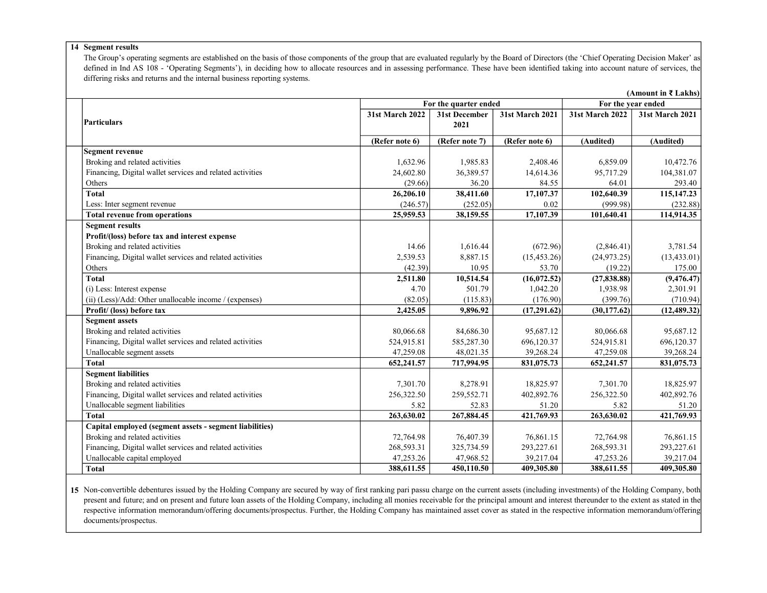**14 Segment results**

The Group's operating segments are established on the basis of those components of the group that are evaluated regularly by the Board of Directors (the 'Chief Operating Decision Maker' as defined in Ind AS 108 - 'Operating Segments'), in deciding how to allocate resources and in assessing performance. These have been identified taking into account nature of services, the differing risks and returns and the internal business reporting systems.

(Amount in ₹ Lakhs)

| Particulars | For the quarter ended | | | For the year ended | |
|---|---|---|---|---|---|
| | 31st March 2022 | 31st December 2021 | 31st March 2021 | 31st March 2022 | 31st March 2021 |
| | (Refer note 6) | (Refer note 7) | (Refer note 6) | (Audited) | (Audited) |
| **Segment revenue** | | | | | |
| Broking and related activities | 1,632.96 | 1,985.83 | 2,408.46 | 6,859.09 | 10,472.76 |
| Financing, Digital wallet services and related activities | 24,602.80 | 36,389.57 | 14,614.36 | 95,717.29 | 104,381.07 |
| Others | (29.66) | 36.20 | 84.55 | 64.01 | 293.40 |
| **Total** | **26,206.10** | **38,411.60** | **17,107.37** | **102,640.39** | **115,147.23** |
| Less: Inter segment revenue | (246.57) | (252.05) | 0.02 | (999.98) | (232.88) |
| **Total revenue from operations** | **25,959.53** | **38,159.55** | **17,107.39** | **101,640.41** | **114,914.35** |
| **Segment results** | | | | | |
| **Profit/(loss) before tax and interest expense** | | | | | |
| Broking and related activities | 14.66 | 1,616.44 | (672.96) | (2,846.41) | 3,781.54 |
| Financing, Digital wallet services and related activities | 2,539.53 | 8,887.15 | (15,453.26) | (24,973.25) | (13,433.01) |
| Others | (42.39) | 10.95 | 53.70 | (19.22) | 175.00 |
| **Total** | **2,511.80** | **10,514.54** | **(16,072.52)** | **(27,838.88)** | **(9,476.47)** |
| (i) Less: Interest expense | 4.70 | 501.79 | 1,042.20 | 1,938.98 | 2,301.91 |
| (ii) (Less)/Add: Other unallocable income / (expenses) | (82.05) | (115.83) | (176.90) | (399.76) | (710.94) |
| **Profit/ (loss) before tax** | **2,425.05** | **9,896.92** | **(17,291.62)** | **(30,177.62)** | **(12,489.32)** |
| **Segment assets** | | | | | |
| Broking and related activities | 80,066.68 | 84,686.30 | 95,687.12 | 80,066.68 | 95,687.12 |
| Financing, Digital wallet services and related activities | 524,915.81 | 585,287.30 | 696,120.37 | 524,915.81 | 696,120.37 |
| Unallocable segment assets | 47,259.08 | 48,021.35 | 39,268.24 | 47,259.08 | 39,268.24 |
| **Total** | **652,241.57** | **717,994.95** | **831,075.73** | **652,241.57** | **831,075.73** |
| **Segment liabilities** | | | | | |
| Broking and related activities | 7,301.70 | 8,278.91 | 18,825.97 | 7,301.70 | 18,825.97 |
| Financing, Digital wallet services and related activities | 256,322.50 | 259,552.71 | 402,892.76 | 256,322.50 | 402,892.76 |
| Unallocable segment liabilities | 5.82 | 52.83 | 51.20 | 5.82 | 51.20 |
| **Total** | **263,630.02** | **267,884.45** | **421,769.93** | **263,630.02** | **421,769.93** |
| **Capital employed (segment assets - segment liabilities)** | | | | | |
| Broking and related activities | 72,764.98 | 76,407.39 | 76,861.15 | 72,764.98 | 76,861.15 |
| Financing, Digital wallet services and related activities | 268,593.31 | 325,734.59 | 293,227.61 | 268,593.31 | 293,227.61 |
| Unallocable capital employed | 47,253.26 | 47,968.52 | 39,217.04 | 47,253.26 | 39,217.04 |
| **Total** | **388,611.55** | **450,110.50** | **409,305.80** | **388,611.55** | **409,305.80** |

**15** Non-convertible debentures issued by the Holding Company are secured by way of first ranking pari passu charge on the current assets (including investments) of the Holding Company, both present and future; and on present and future loan assets of the Holding Company, including all monies receivable for the principal amount and interest thereunder to the extent as stated in the respective information memorandum/offering documents/prospectus. Further, the Holding Company has maintained asset cover as stated in the respective information memorandum/offering documents/prospectus.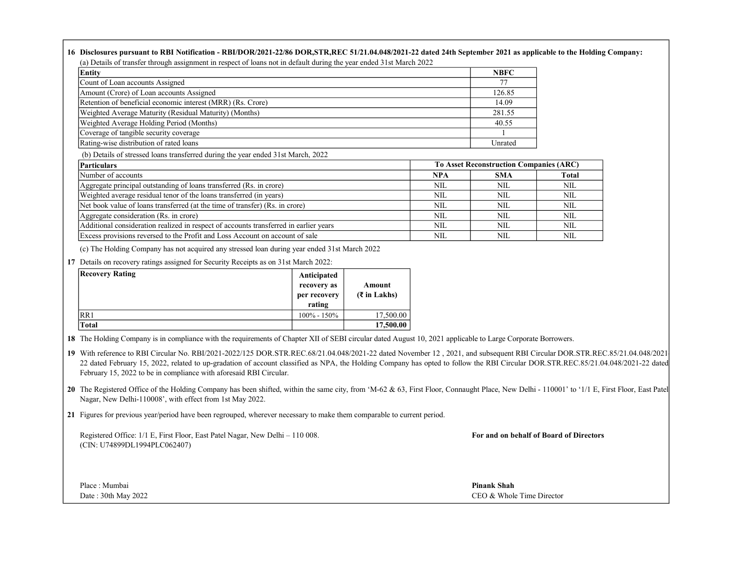**16 Disclosures pursuant to RBI Notification - RBI/DOR/2021-22/86 DOR,STR,REC 51/21.04.048/2021-22 dated 24th September 2021 as applicable to the Holding Company:**

(a) Details of transfer through assignment in respect of loans not in default during the year ended 31st March 2022

| Entity | NBFC |
|---|---|
| Count of Loan accounts Assigned | 77 |
| Amount (Crore) of Loan accounts Assigned | 126.85 |
| Retention of beneficial economic interest (MRR) (Rs. Crore) | 14.09 |
| Weighted Average Maturity (Residual Maturity) (Months) | 281.55 |
| Weighted Average Holding Period (Months) | 40.55 |
| Coverage of tangible security coverage | 1 |
| Rating-wise distribution of rated loans | Unrated |

(b) Details of stressed loans transferred during the year ended 31st March, 2022

| Particulars | To Asset Reconstruction Companies (ARC) | | |
|---|---|---|---|
| Number of accounts | NPA | SMA | Total |
| Aggregate principal outstanding of loans transferred (Rs. in crore) | NIL | NIL | NIL |
| Weighted average residual tenor of the loans transferred (in years) | NIL | NIL | NIL |
| Net book value of loans transferred (at the time of transfer) (Rs. in crore) | NIL | NIL | NIL |
| Aggregate consideration (Rs. in crore) | NIL | NIL | NIL |
| Additional consideration realized in respect of accounts transferred in earlier years | NIL | NIL | NIL |
| Excess provisions reversed to the Profit and Loss Account on account of sale | NIL | NIL | NIL |

(c) The Holding Company has not acquired any stressed loan during year ended 31st March 2022

**17** Details on recovery ratings assigned for Security Receipts as on 31st March 2022:

| Recovery Rating | Anticipated recovery as per recovery rating | Amount (₹ in Lakhs) |
|---|---|---|
| RR1 | 100% - 150% | 17,500.00 |
| **Total** | | **17,500.00** |

**18** The Holding Company is in compliance with the requirements of Chapter XII of SEBI circular dated August 10, 2021 applicable to Large Corporate Borrowers.

**19** With reference to RBI Circular No. RBI/2021-2022/125 DOR.STR.REC.68/21.04.048/2021-22 dated November 12 , 2021, and subsequent RBI Circular DOR.STR.REC.85/21.04.048/2021-22 dated February 15, 2022, related to up-gradation of account classified as NPA, the Holding Company has opted to follow the RBI Circular DOR.STR.REC.85/21.04.048/2021-22 dated February 15, 2022 to be in compliance with aforesaid RBI Circular.

**20** The Registered Office of the Holding Company has been shifted, within the same city, from 'M-62 & 63, First Floor, Connaught Place, New Delhi - 110001' to '1/1 E, First Floor, East Patel Nagar, New Delhi-110008', with effect from 1st May 2022.

**21** Figures for previous year/period have been regrouped, wherever necessary to make them comparable to current period.

Registered Office: 1/1 E, First Floor, East Patel Nagar, New Delhi – 110 008.
(CIN: U74899DL1994PLC062407)

**For and on behalf of Board of Directors**

Place : Mumbai
Date : 30th May 2022

**Pinank Shah**
CEO & Whole Time Director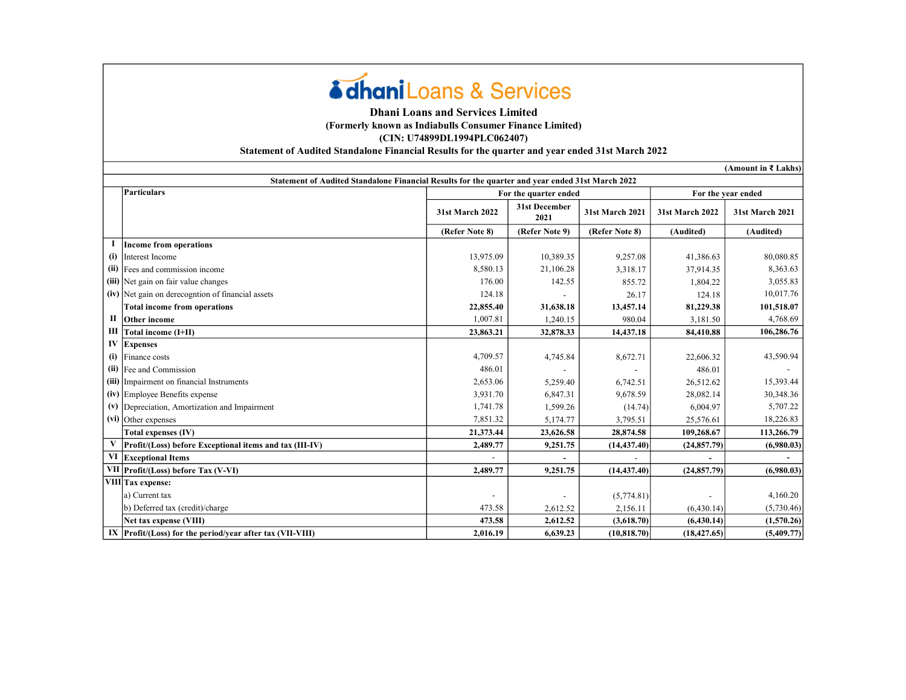# Dhani Loans & Services

**Dhani Loans and Services Limited**

**(Formerly known as Indiabulls Consumer Finance Limited)**

**(CIN: U74899DL1994PLC062407)**

**Statement of Audited Standalone Financial Results for the quarter and year ended 31st March 2022**

**(Amount in ₹ Lakhs)**

| | Particulars | For the quarter ended | | | For the year ended | |
|---|---|---|---|---|---|---|
| | | 31st March 2022 | 31st December 2021 | 31st March 2021 | 31st March 2022 | 31st March 2021 |
| | | (Refer Note 8) | (Refer Note 9) | (Refer Note 8) | (Audited) | (Audited) |
| **I** | **Income from operations** | | | | | |
| (i) | Interest Income | 13,975.09 | 10,389.35 | 9,257.08 | 41,386.63 | 80,080.85 |
| (ii) | Fees and commission income | 8,580.13 | 21,106.28 | 3,318.17 | 37,914.35 | 8,363.63 |
| (iii) | Net gain on fair value changes | 176.00 | 142.55 | 855.72 | 1,804.22 | 3,055.83 |
| (iv) | Net gain on derecogntion of financial assets | 124.18 | - | 26.17 | 124.18 | 10,017.76 |
| | **Total income from operations** | **22,855.40** | **31,638.18** | **13,457.14** | **81,229.38** | **101,518.07** |
| **II** | **Other income** | 1,007.81 | 1,240.15 | 980.04 | 3,181.50 | 4,768.69 |
| **III** | **Total income (I+II)** | **23,863.21** | **32,878.33** | **14,437.18** | **84,410.88** | **106,286.76** |
| **IV** | **Expenses** | | | | | |
| (i) | Finance costs | 4,709.57 | 4,745.84 | 8,672.71 | 22,606.32 | 43,590.94 |
| (ii) | Fee and Commission | 486.01 | - | - | 486.01 | - |
| (iii) | Impairment on financial Instruments | 2,653.06 | 5,259.40 | 6,742.51 | 26,512.62 | 15,393.44 |
| (iv) | Employee Benefits expense | 3,931.70 | 6,847.31 | 9,678.59 | 28,082.14 | 30,348.36 |
| (v) | Depreciation, Amortization and Impairment | 1,741.78 | 1,599.26 | (14.74) | 6,004.97 | 5,707.22 |
| (vi) | Other expenses | 7,851.32 | 5,174.77 | 3,795.51 | 25,576.61 | 18,226.83 |
| | **Total expenses (IV)** | **21,373.44** | **23,626.58** | **28,874.58** | **109,268.67** | **113,266.79** |
| **V** | **Profit/(Loss) before Exceptional items and tax (III-IV)** | **2,489.77** | **9,251.75** | **(14,437.40)** | **(24,857.79)** | **(6,980.03)** |
| **VI** | **Exceptional Items** | - | - | - | - | - |
| **VII** | **Profit/(Loss) before Tax (V-VI)** | **2,489.77** | **9,251.75** | **(14,437.40)** | **(24,857.79)** | **(6,980.03)** |
| **VIII** | **Tax expense:** | | | | | |
| | a) Current tax | - | - | (5,774.81) | - | 4,160.20 |
| | b) Deferred tax (credit)/charge | 473.58 | 2,612.52 | 2,156.11 | (6,430.14) | (5,730.46) |
| | **Net tax expense (VIII)** | **473.58** | **2,612.52** | **(3,618.70)** | **(6,430.14)** | **(1,570.26)** |
| **IX** | **Profit/(Loss) for the period/year after tax (VII-VIII)** | **2,016.19** | **6,639.23** | **(10,818.70)** | **(18,427.65)** | **(5,409.77)** |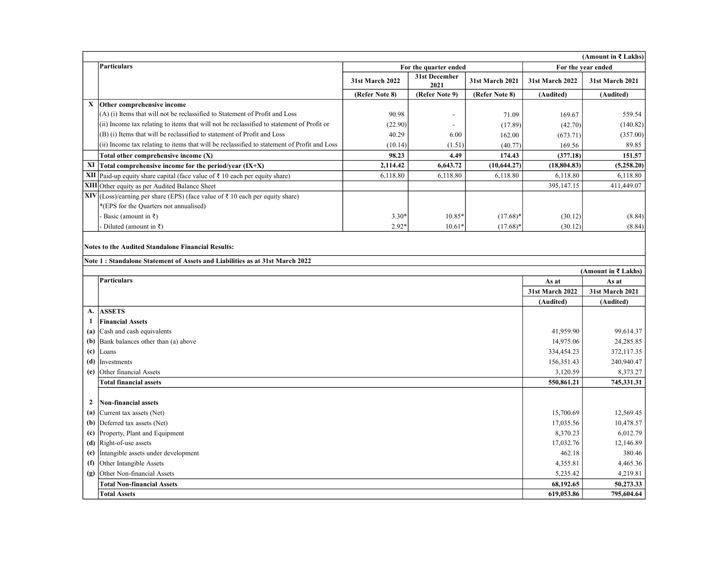(Amount in ₹ Lakhs)

| | Particulars | For the quarter ended | | | For the year ended | |
|---|---|---|---|---|---|---|
| | | 31st March 2022 | 31st December 2021 | 31st March 2021 | 31st March 2022 | 31st March 2021 |
| | | (Refer Note 8) | (Refer Note 9) | (Refer Note 8) | (Audited) | (Audited) |
| X | **Other comprehensive income** | | | | | |
| | (A) (i) Items that will not be reclassified to Statement of Profit and Loss | 90.98 | - | 71.09 | 169.67 | 559.54 |
| | (ii) Income tax relating to items that will not be reclassified to statement of Profit or | (22.90) | - | (17.89) | (42.70) | (140.82) |
| | (B) (i) Items that will be reclassified to statement of Profit and Loss | 40.29 | 6.00 | 162.00 | (673.71) | (357.00) |
| | (ii) Income tax relating to items that will be reclassified to statement of Profit and Loss | (10.14) | (1.51) | (40.77) | 169.56 | 89.85 |
| | **Total other comprehensive income (X)** | **98.23** | **4.49** | **174.43** | **(377.18)** | **151.57** |
| XI | **Total comprehensive income for the period/year (IX+X)** | **2,114.42** | **6,643.72** | **(10,644.27)** | **(18,804.83)** | **(5,258.20)** |
| XII | Paid-up equity share capital (face value of ₹ 10 each per equity share) | 6,118.80 | 6,118.80 | 6,118.80 | 6,118.80 | 6,118.80 |
| XIII | Other equity as per Audited Balance Sheet | | | | 395,147.15 | 411,449.07 |
| XIV | (Loss)/earning per share (EPS) (face value of ₹ 10 each per equity share) | | | | | |
| | *(EPS for the Quarters not annualised) | | | | | |
| | - Basic (amount in ₹) | 3.30* | 10.85* | (17.68)* | (30.12) | (8.84) |
| | - Diluted (amount in ₹) | 2.92* | 10.61* | (17.68)* | (30.12) | (8.84) |

**Notes to the Audited Standalone Financial Results:**

**Note 1 : Standalone Statement of Assets and Liabilities as at 31st March 2022**

(Amount in ₹ Lakhs)

| | Particulars | As at 31st March 2022 | As at 31st March 2021 |
|---|---|---|---|
| | | (Audited) | (Audited) |
| A. | **ASSETS** | | |
| 1 | **Financial Assets** | | |
| (a) | Cash and cash equivalents | 41,959.90 | 99,614.37 |
| (b) | Bank balances other than (a) above | 14,975.06 | 24,285.85 |
| (c) | Loans | 334,454.23 | 372,117.35 |
| (d) | Investments | 156,351.43 | 240,940.47 |
| (e) | Other financial Assets | 3,120.59 | 8,373.27 |
| | **Total financial assets** | **550,861.21** | **745,331.31** |
| 2 | **Non-financial assets** | | |
| (a) | Current tax assets (Net) | 15,700.69 | 12,569.45 |
| (b) | Deferred tax assets (Net) | 17,035.56 | 10,478.57 |
| (c) | Property, Plant and Equipment | 8,370.23 | 6,012.79 |
| (d) | Right-of-use assets | 17,032.76 | 12,146.89 |
| (e) | Intangible assets under development | 462.18 | 380.46 |
| (f) | Other Intangible Assets | 4,355.81 | 4,465.36 |
| (g) | Other Non-financial Assets | 5,235.42 | 4,219.81 |
| | **Total Non-financial Assets** | **68,192.65** | **50,273.33** |
| | **Total Assets** | **619,053.86** | **795,604.64** |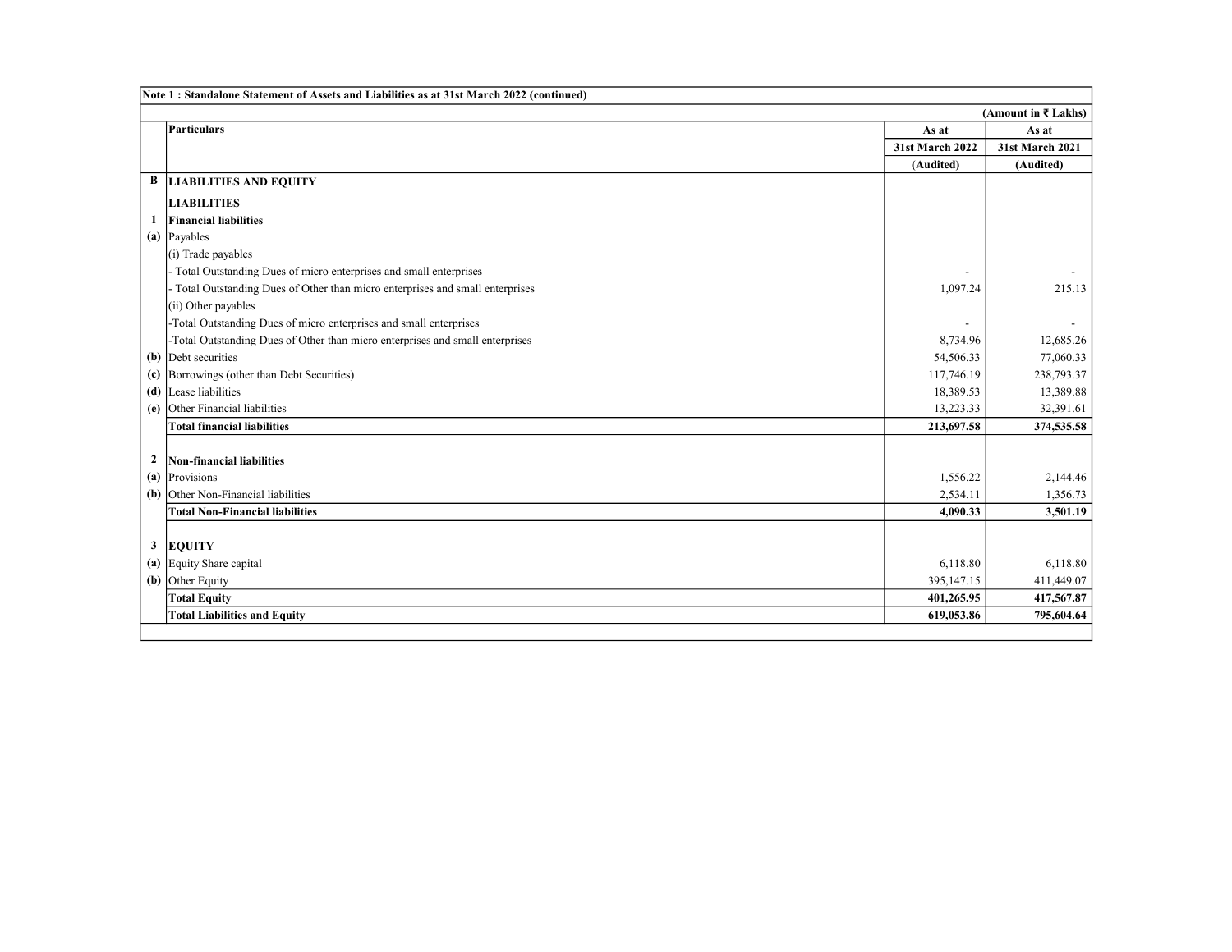**Note 1 : Standalone Statement of Assets and Liabilities as at 31st March 2022 (continued)**

(Amount in ₹ Lakhs)

| | Particulars | As at 31st March 2022 (Audited) | As at 31st March 2021 (Audited) |
|---|---|---|---|
| **B** | **LIABILITIES AND EQUITY** | | |
| | **LIABILITIES** | | |
| **1** | **Financial liabilities** | | |
| **(a)** | Payables | | |
| | (i) Trade payables | | |
| | - Total Outstanding Dues of micro enterprises and small enterprises | - | - |
| | - Total Outstanding Dues of Other than micro enterprises and small enterprises | 1,097.24 | 215.13 |
| | (ii) Other payables | | |
| | -Total Outstanding Dues of micro enterprises and small enterprises | - | - |
| | -Total Outstanding Dues of Other than micro enterprises and small enterprises | 8,734.96 | 12,685.26 |
| **(b)** | Debt securities | 54,506.33 | 77,060.33 |
| **(c)** | Borrowings (other than Debt Securities) | 117,746.19 | 238,793.37 |
| **(d)** | Lease liabilities | 18,389.53 | 13,389.88 |
| **(e)** | Other Financial liabilities | 13,223.33 | 32,391.61 |
| | **Total financial liabilities** | **213,697.58** | **374,535.58** |
| | | | |
| **2** | **Non-financial liabilities** | | |
| **(a)** | Provisions | 1,556.22 | 2,144.46 |
| **(b)** | Other Non-Financial liabilities | 2,534.11 | 1,356.73 |
| | **Total Non-Financial liabilities** | **4,090.33** | **3,501.19** |
| | | | |
| **3** | **EQUITY** | | |
| **(a)** | Equity Share capital | 6,118.80 | 6,118.80 |
| **(b)** | Other Equity | 395,147.15 | 411,449.07 |
| | **Total Equity** | **401,265.95** | **417,567.87** |
| | **Total Liabilities and Equity** | **619,053.86** | **795,604.64** |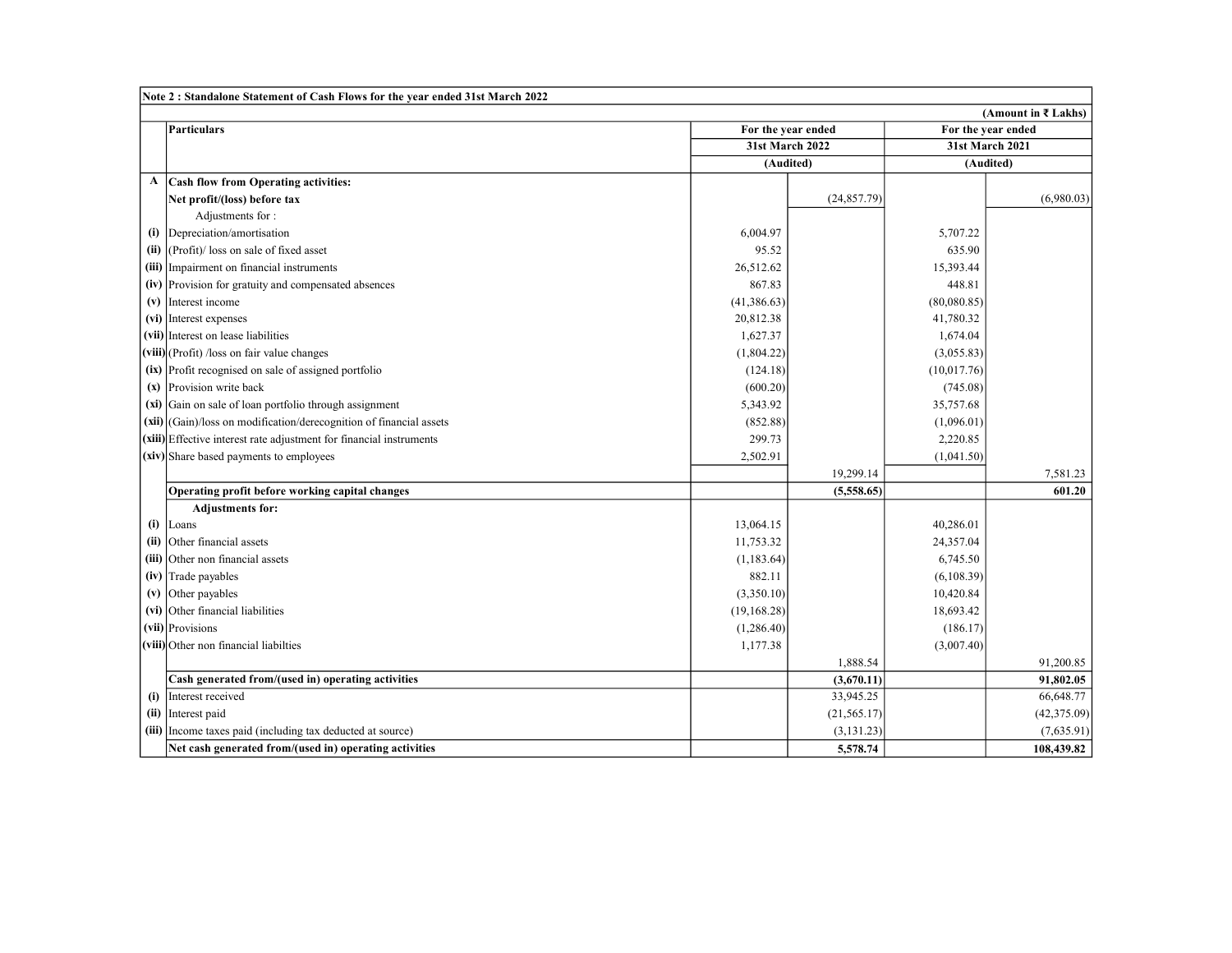**Note 2 : Standalone Statement of Cash Flows for the year ended 31st March 2022**

(Amount in ₹ Lakhs)

| | Particulars | For the year ended 31st March 2022 (Audited) | | For the year ended 31st March 2021 (Audited) | |
|---|---|---|---|---|---|
| **A** | **Cash flow from Operating activities:** | | | | |
| | **Net profit/(loss) before tax** | | (24,857.79) | | (6,980.03) |
| | Adjustments for : | | | | |
| (i) | Depreciation/amortisation | 6,004.97 | | 5,707.22 | |
| (ii) | (Profit)/ loss on sale of fixed asset | 95.52 | | 635.90 | |
| (iii) | Impairment on financial instruments | 26,512.62 | | 15,393.44 | |
| (iv) | Provision for gratuity and compensated absences | 867.83 | | 448.81 | |
| (v) | Interest income | (41,386.63) | | (80,080.85) | |
| (vi) | Interest expenses | 20,812.38 | | 41,780.32 | |
| (vii) | Interest on lease liabilities | 1,627.37 | | 1,674.04 | |
| (viii) | (Profit) /loss on fair value changes | (1,804.22) | | (3,055.83) | |
| (ix) | Profit recognised on sale of assigned portfolio | (124.18) | | (10,017.76) | |
| (x) | Provision write back | (600.20) | | (745.08) | |
| (xi) | Gain on sale of loan portfolio through assignment | 5,343.92 | | 35,757.68 | |
| (xii) | (Gain)/loss on modification/derecognition of financial assets | (852.88) | | (1,096.01) | |
| (xiii) | Effective interest rate adjustment for financial instruments | 299.73 | | 2,220.85 | |
| (xiv) | Share based payments to employees | 2,502.91 | | (1,041.50) | |
| | | | 19,299.14 | | 7,581.23 |
| | **Operating profit before working capital changes** | | **(5,558.65)** | | **601.20** |
| | **Adjustments for:** | | | | |
| (i) | Loans | 13,064.15 | | 40,286.01 | |
| (ii) | Other financial assets | 11,753.32 | | 24,357.04 | |
| (iii) | Other non financial assets | (1,183.64) | | 6,745.50 | |
| (iv) | Trade payables | 882.11 | | (6,108.39) | |
| (v) | Other payables | (3,350.10) | | 10,420.84 | |
| (vi) | Other financial liabilities | (19,168.28) | | 18,693.42 | |
| (vii) | Provisions | (1,286.40) | | (186.17) | |
| (viii) | Other non financial liabilties | 1,177.38 | | (3,007.40) | |
| | | | 1,888.54 | | 91,200.85 |
| | **Cash generated from/(used in) operating activities** | | **(3,670.11)** | | **91,802.05** |
| (i) | Interest received | | 33,945.25 | | 66,648.77 |
| (ii) | Interest paid | | (21,565.17) | | (42,375.09) |
| (iii) | Income taxes paid (including tax deducted at source) | | (3,131.23) | | (7,635.91) |
| | **Net cash generated from/(used in) operating activities** | | **5,578.74** | | **108,439.82** |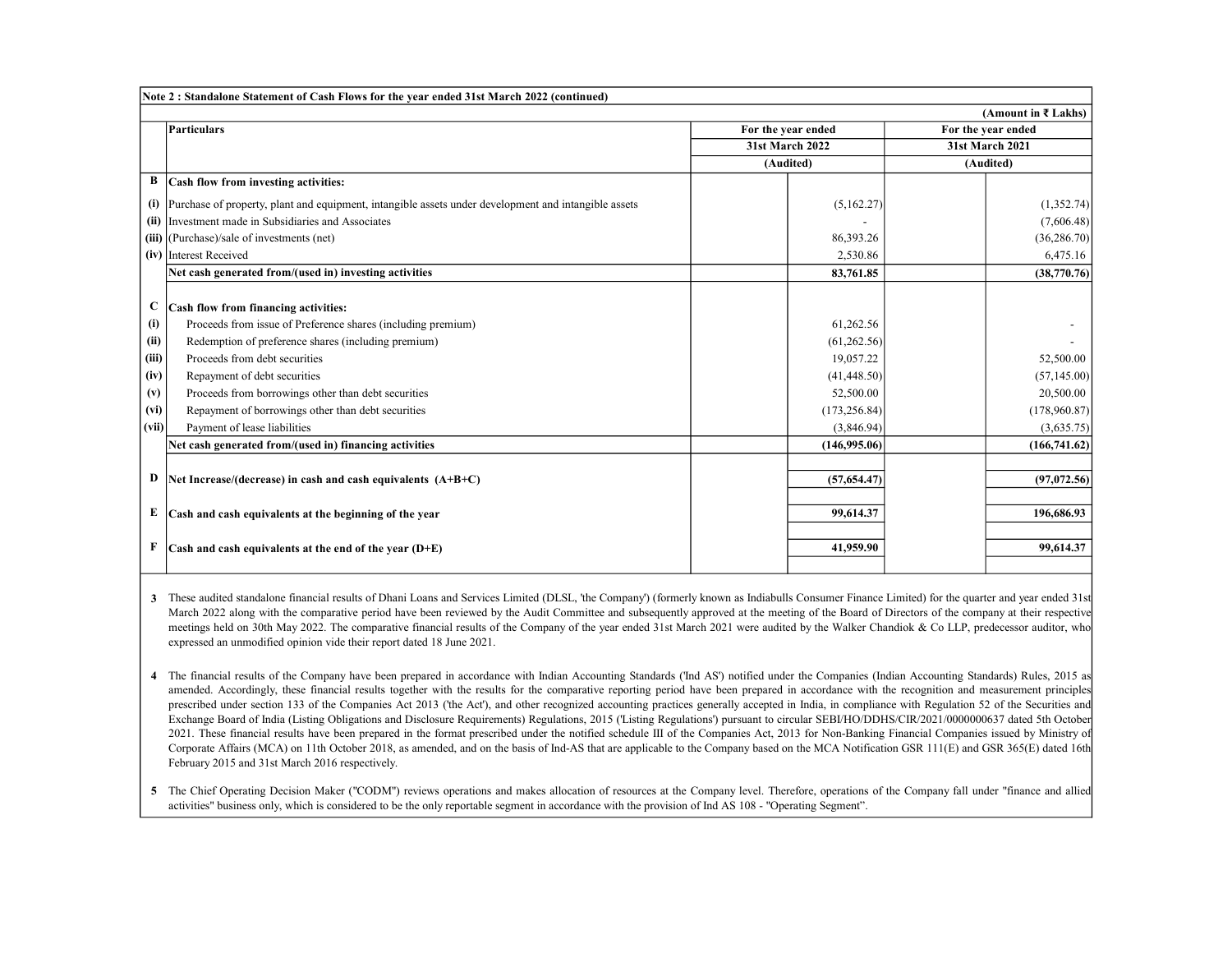| | Note 2 : Standalone Statement of Cash Flows for the year ended 31st March 2022 (continued) | | |
|---|---|---|---|
| | | | (Amount in ₹ Lakhs) |
| | Particulars | For the year ended 31st March 2022 (Audited) | For the year ended 31st March 2021 (Audited) |
| **B** | **Cash flow from investing activities:** | | |
| (i) | Purchase of property, plant and equipment, intangible assets under development and intangible assets | (5,162.27) | (1,352.74) |
| (ii) | Investment made in Subsidiaries and Associates | - | (7,606.48) |
| (iii) | (Purchase)/sale of investments (net) | 86,393.26 | (36,286.70) |
| (iv) | Interest Received | 2,530.86 | 6,475.16 |
| | **Net cash generated from/(used in) investing activities** | **83,761.85** | **(38,770.76)** |
| **C** | **Cash flow from financing activities:** | | |
| (i) | Proceeds from issue of Preference shares (including premium) | 61,262.56 | - |
| (ii) | Redemption of preference shares (including premium) | (61,262.56) | - |
| (iii) | Proceeds from debt securities | 19,057.22 | 52,500.00 |
| (iv) | Repayment of debt securities | (41,448.50) | (57,145.00) |
| (v) | Proceeds from borrowings other than debt securities | 52,500.00 | 20,500.00 |
| (vi) | Repayment of borrowings other than debt securities | (173,256.84) | (178,960.87) |
| (vii) | Payment of lease liabilities | (3,846.94) | (3,635.75) |
| | **Net cash generated from/(used in) financing activities** | **(146,995.06)** | **(166,741.62)** |
| **D** | **Net Increase/(decrease) in cash and cash equivalents (A+B+C)** | **(57,654.47)** | **(97,072.56)** |
| **E** | **Cash and cash equivalents at the beginning of the year** | **99,614.37** | **196,686.93** |
| **F** | **Cash and cash equivalents at the end of the year (D+E)** | **41,959.90** | **99,614.37** |

3 These audited standalone financial results of Dhani Loans and Services Limited (DLSL, 'the Company') (formerly known as Indiabulls Consumer Finance Limited) for the quarter and year ended 31st March 2022 along with the comparative period have been reviewed by the Audit Committee and subsequently approved at the meeting of the Board of Directors of the company at their respective meetings held on 30th May 2022. The comparative financial results of the Company of the year ended 31st March 2021 were audited by the Walker Chandiok & Co LLP, predecessor auditor, who expressed an unmodified opinion vide their report dated 18 June 2021.

4 The financial results of the Company have been prepared in accordance with Indian Accounting Standards ('Ind AS') notified under the Companies (Indian Accounting Standards) Rules, 2015 as amended. Accordingly, these financial results together with the results for the comparative reporting period have been prepared in accordance with the recognition and measurement principles prescribed under section 133 of the Companies Act 2013 ('the Act'), and other recognized accounting practices generally accepted in India, in compliance with Regulation 52 of the Securities and Exchange Board of India (Listing Obligations and Disclosure Requirements) Regulations, 2015 ('Listing Regulations') pursuant to circular SEBI/HO/DDHS/CIR/2021/0000000637 dated 5th October 2021. These financial results have been prepared in the format prescribed under the notified schedule III of the Companies Act, 2013 for Non-Banking Financial Companies issued by Ministry of Corporate Affairs (MCA) on 11th October 2018, as amended, and on the basis of Ind-AS that are applicable to the Company based on the MCA Notification GSR 111(E) and GSR 365(E) dated 16th February 2015 and 31st March 2016 respectively.

5 The Chief Operating Decision Maker ("CODM") reviews operations and makes allocation of resources at the Company level. Therefore, operations of the Company fall under "finance and allied activities" business only, which is considered to be the only reportable segment in accordance with the provision of Ind AS 108 - "Operating Segment".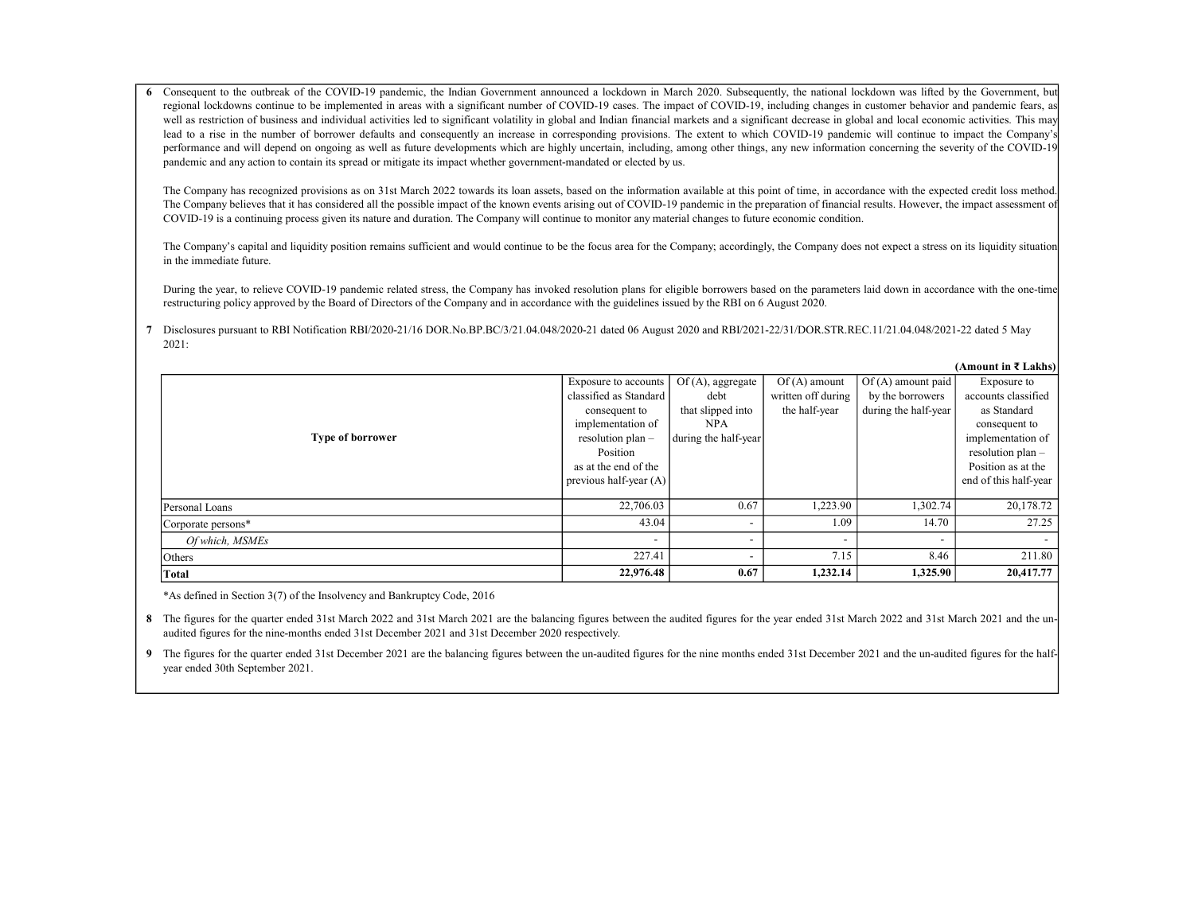6 Consequent to the outbreak of the COVID-19 pandemic, the Indian Government announced a lockdown in March 2020. Subsequently, the national lockdown was lifted by the Government, but regional lockdowns continue to be implemented in areas with a significant number of COVID-19 cases. The impact of COVID-19, including changes in customer behavior and pandemic fears, as well as restriction of business and individual activities led to significant volatility in global and Indian financial markets and a significant decrease in global and local economic activities. This may lead to a rise in the number of borrower defaults and consequently an increase in corresponding provisions. The extent to which COVID-19 pandemic will continue to impact the Company's performance and will depend on ongoing as well as future developments which are highly uncertain, including, among other things, any new information concerning the severity of the COVID-19 pandemic and any action to contain its spread or mitigate its impact whether government-mandated or elected by us.

The Company has recognized provisions as on 31st March 2022 towards its loan assets, based on the information available at this point of time, in accordance with the expected credit loss method. The Company believes that it has considered all the possible impact of the known events arising out of COVID-19 pandemic in the preparation of financial results. However, the impact assessment of COVID-19 is a continuing process given its nature and duration. The Company will continue to monitor any material changes to future economic condition.

The Company's capital and liquidity position remains sufficient and would continue to be the focus area for the Company; accordingly, the Company does not expect a stress on its liquidity situation in the immediate future.

During the year, to relieve COVID-19 pandemic related stress, the Company has invoked resolution plans for eligible borrowers based on the parameters laid down in accordance with the one-time restructuring policy approved by the Board of Directors of the Company and in accordance with the guidelines issued by the RBI on 6 August 2020.

7 Disclosures pursuant to RBI Notification RBI/2020-21/16 DOR.No.BP.BC/3/21.04.048/2020-21 dated 06 August 2020 and RBI/2021-22/31/DOR.STR.REC.11/21.04.048/2021-22 dated 5 May 2021:

**(Amount in ₹ Lakhs)**

| **Type of borrower** | Exposure to accounts classified as Standard consequent to implementation of resolution plan – Position as at the end of the previous half-year (A) | Of (A), aggregate debt that slipped into NPA during the half-year | Of (A) amount written off during the half-year | Of (A) amount paid by the borrowers during the half-year | Exposure to accounts classified as Standard consequent to implementation of resolution plan – Position as at the end of this half-year |
|---|---|---|---|---|---|
| Personal Loans | 22,706.03 | 0.67 | 1,223.90 | 1,302.74 | 20,178.72 |
| Corporate persons* | 43.04 | - | 1.09 | 14.70 | 27.25 |
| *Of which, MSMEs* | - | - | - | - | - |
| Others | 227.41 | - | 7.15 | 8.46 | 211.80 |
| **Total** | **22,976.48** | **0.67** | **1,232.14** | **1,325.90** | **20,417.77** |

*As defined in Section 3(7) of the Insolvency and Bankruptcy Code, 2016

8 The figures for the quarter ended 31st March 2022 and 31st March 2021 are the balancing figures between the audited figures for the year ended 31st March 2022 and 31st March 2021 and the un-audited figures for the nine-months ended 31st December 2021 and 31st December 2020 respectively.

9 The figures for the quarter ended 31st December 2021 are the balancing figures between the un-audited figures for the nine months ended 31st December 2021 and the un-audited figures for the half-year ended 30th September 2021.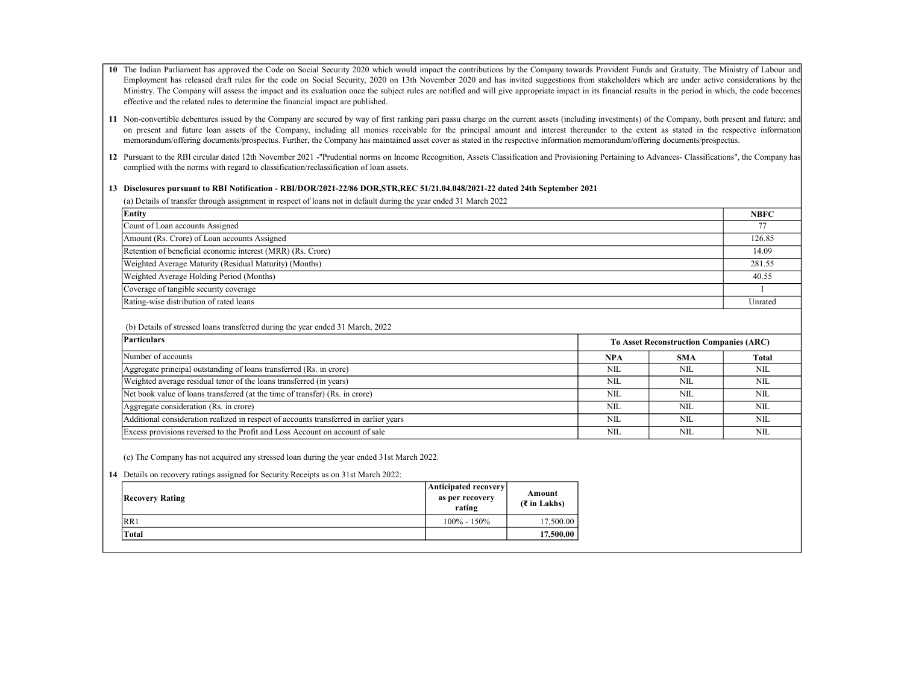10 The Indian Parliament has approved the Code on Social Security 2020 which would impact the contributions by the Company towards Provident Funds and Gratuity. The Ministry of Labour and Employment has released draft rules for the code on Social Security, 2020 on 13th November 2020 and has invited suggestions from stakeholders which are under active considerations by the Ministry. The Company will assess the impact and its evaluation once the subject rules are notified and will give appropriate impact in its financial results in the period in which, the code becomes effective and the related rules to determine the financial impact are published.

11 Non-convertible debentures issued by the Company are secured by way of first ranking pari passu charge on the current assets (including investments) of the Company, both present and future; and on present and future loan assets of the Company, including all monies receivable for the principal amount and interest thereunder to the extent as stated in the respective information memorandum/offering documents/prospectus. Further, the Company has maintained asset cover as stated in the respective information memorandum/offering documents/prospectus.

12 Pursuant to the RBI circular dated 12th November 2021 -"Prudential norms on Income Recognition, Assets Classification and Provisioning Pertaining to Advances- Classifications", the Company has complied with the norms with regard to classification/reclassification of loan assets.

**13 Disclosures pursuant to RBI Notification - RBI/DOR/2021-22/86 DOR,STR,REC 51/21.04.048/2021-22 dated 24th September 2021**

(a) Details of transfer through assignment in respect of loans not in default during the year ended 31 March 2022

| **Entity** | **NBFC** |
|---|---|
| Count of Loan accounts Assigned | 77 |
| Amount (Rs. Crore) of Loan accounts Assigned | 126.85 |
| Retention of beneficial economic interest (MRR) (Rs. Crore) | 14.09 |
| Weighted Average Maturity (Residual Maturity) (Months) | 281.55 |
| Weighted Average Holding Period (Months) | 40.55 |
| Coverage of tangible security coverage | 1 |
| Rating-wise distribution of rated loans | Unrated |

(b) Details of stressed loans transferred during the year ended 31 March, 2022

| **Particulars** | **To Asset Reconstruction Companies (ARC)** | | |
|---|---|---|---|
| Number of accounts | **NPA** | **SMA** | **Total** |
| Aggregate principal outstanding of loans transferred (Rs. in crore) | NIL | NIL | NIL |
| Weighted average residual tenor of the loans transferred (in years) | NIL | NIL | NIL |
| Net book value of loans transferred (at the time of transfer) (Rs. in crore) | NIL | NIL | NIL |
| Aggregate consideration (Rs. in crore) | NIL | NIL | NIL |
| Additional consideration realized in respect of accounts transferred in earlier years | NIL | NIL | NIL |
| Excess provisions reversed to the Profit and Loss Account on account of sale | NIL | NIL | NIL |

(c) The Company has not acquired any stressed loan during the year ended 31st March 2022.

**14** Details on recovery ratings assigned for Security Receipts as on 31st March 2022:

| **Recovery Rating** | **Anticipated recovery as per recovery rating** | **Amount (₹ in Lakhs)** |
|---|---|---|
| RR1 | 100% - 150% | 17,500.00 |
| **Total** | | **17,500.00** |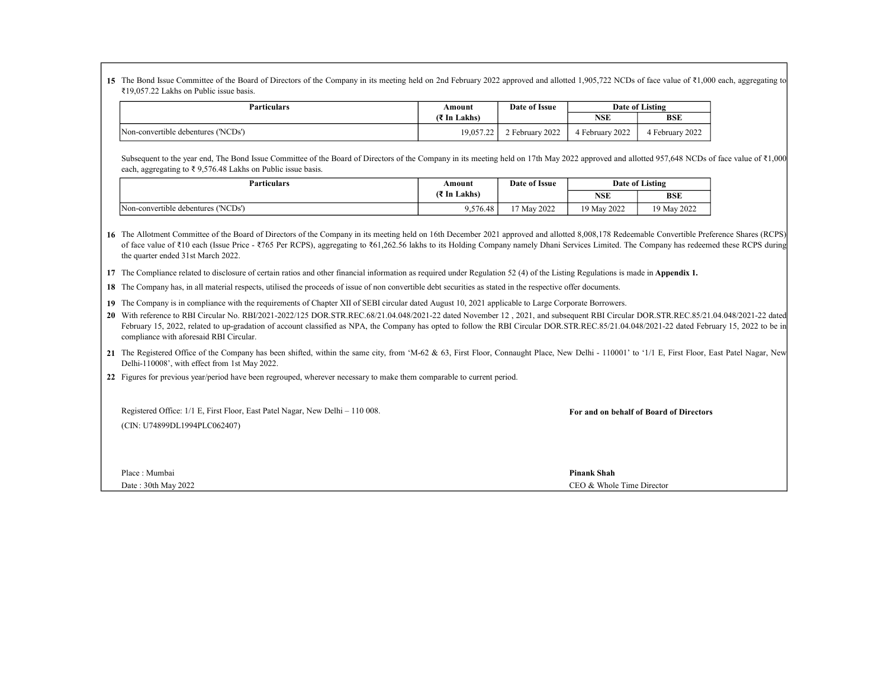15 The Bond Issue Committee of the Board of Directors of the Company in its meeting held on 2nd February 2022 approved and allotted 1,905,722 NCDs of face value of ₹1,000 each, aggregating to ₹19,057.22 Lakhs on Public issue basis.

| Particulars | Amount (₹ In Lakhs) | Date of Issue | Date of Listing | |
|---|---|---|---|---|
| | | | NSE | BSE |
| Non-convertible debentures ('NCDs') | 19,057.22 | 2 February 2022 | 4 February 2022 | 4 February 2022 |

Subsequent to the year end, The Bond Issue Committee of the Board of Directors of the Company in its meeting held on 17th May 2022 approved and allotted 957,648 NCDs of face value of ₹1,000 each, aggregating to ₹ 9,576.48 Lakhs on Public issue basis.

| Particulars | Amount (₹ In Lakhs) | Date of Issue | Date of Listing | |
|---|---|---|---|---|
| | | | NSE | BSE |
| Non-convertible debentures ('NCDs') | 9,576.48 | 17 May 2022 | 19 May 2022 | 19 May 2022 |

16 The Allotment Committee of the Board of Directors of the Company in its meeting held on 16th December 2021 approved and allotted 8,008,178 Redeemable Convertible Preference Shares (RCPS) of face value of ₹10 each (Issue Price - ₹765 Per RCPS), aggregating to ₹61,262.56 lakhs to its Holding Company namely Dhani Services Limited. The Company has redeemed these RCPS during the quarter ended 31st March 2022.

17 The Compliance related to disclosure of certain ratios and other financial information as required under Regulation 52 (4) of the Listing Regulations is made in **Appendix 1.**

18 The Company has, in all material respects, utilised the proceeds of issue of non convertible debt securities as stated in the respective offer documents.

19 The Company is in compliance with the requirements of Chapter XII of SEBI circular dated August 10, 2021 applicable to Large Corporate Borrowers.

20 With reference to RBI Circular No. RBI/2021-2022/125 DOR.STR.REC.68/21.04.048/2021-22 dated November 12 , 2021, and subsequent RBI Circular DOR.STR.REC.85/21.04.048/2021-22 dated February 15, 2022, related to up-gradation of account classified as NPA, the Company has opted to follow the RBI Circular DOR.STR.REC.85/21.04.048/2021-22 dated February 15, 2022 to be in compliance with aforesaid RBI Circular.

21 The Registered Office of the Company has been shifted, within the same city, from 'M-62 & 63, First Floor, Connaught Place, New Delhi - 110001' to '1/1 E, First Floor, East Patel Nagar, New Delhi-110008', with effect from 1st May 2022.

22 Figures for previous year/period have been regrouped, wherever necessary to make them comparable to current period.

Registered Office: 1/1 E, First Floor, East Patel Nagar, New Delhi – 110 008.
(CIN: U74899DL1994PLC062407)

**For and on behalf of Board of Directors**

Place : Mumbai
Date : 30th May 2022

**Pinank Shah**
CEO & Whole Time Director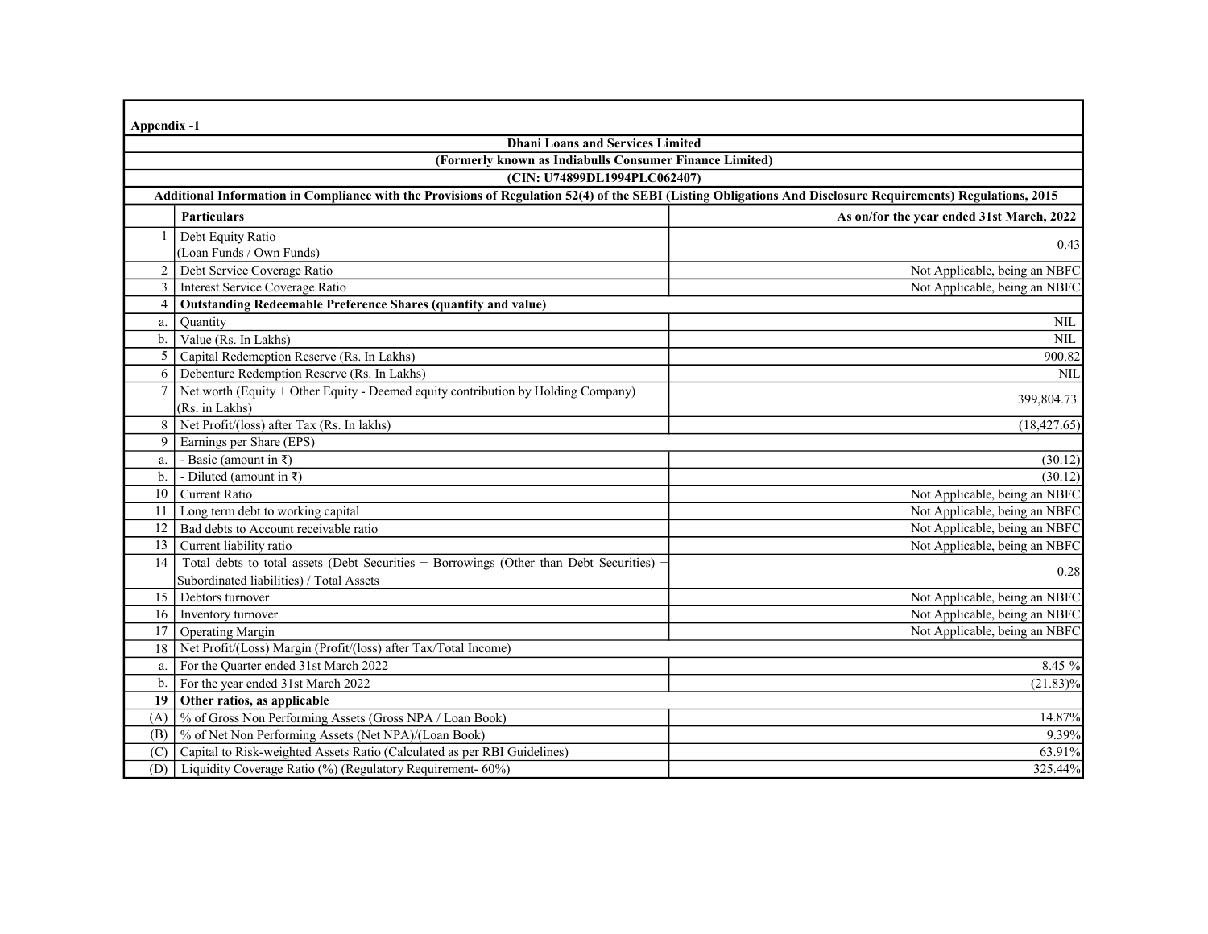**Appendix -1**

**Dhani Loans and Services Limited**

**(Formerly known as Indiabulls Consumer Finance Limited)**

**(CIN: U74899DL1994PLC062407)**

**Additional Information in Compliance with the Provisions of Regulation 52(4) of the SEBI (Listing Obligations And Disclosure Requirements) Regulations, 2015**

| | **Particulars** | **As on/for the year ended 31st March, 2022** |
|---|---|---|
| 1 | Debt Equity Ratio (Loan Funds / Own Funds) | 0.43 |
| 2 | Debt Service Coverage Ratio | Not Applicable, being an NBFC |
| 3 | Interest Service Coverage Ratio | Not Applicable, being an NBFC |
| 4 | **Outstanding Redeemable Preference Shares (quantity and value)** | |
| a. | Quantity | NIL |
| b. | Value (Rs. In Lakhs) | NIL |
| 5 | Capital Redemeption Reserve (Rs. In Lakhs) | 900.82 |
| 6 | Debenture Redemption Reserve (Rs. In Lakhs) | NIL |
| 7 | Net worth (Equity + Other Equity - Deemed equity contribution by Holding Company) (Rs. in Lakhs) | 399,804.73 |
| 8 | Net Profit/(loss) after Tax (Rs. In lakhs) | (18,427.65) |
| 9 | Earnings per Share (EPS) | |
| a. | - Basic (amount in ₹) | (30.12) |
| b. | - Diluted (amount in ₹) | (30.12) |
| 10 | Current Ratio | Not Applicable, being an NBFC |
| 11 | Long term debt to working capital | Not Applicable, being an NBFC |
| 12 | Bad debts to Account receivable ratio | Not Applicable, being an NBFC |
| 13 | Current liability ratio | Not Applicable, being an NBFC |
| 14 | Total debts to total assets (Debt Securities + Borrowings (Other than Debt Securities) + Subordinated liabilities) / Total Assets | 0.28 |
| 15 | Debtors turnover | Not Applicable, being an NBFC |
| 16 | Inventory turnover | Not Applicable, being an NBFC |
| 17 | Operating Margin | Not Applicable, being an NBFC |
| 18 | Net Profit/(Loss) Margin (Profit/(loss) after Tax/Total Income) | |
| a. | For the Quarter ended 31st March 2022 | 8.45 % |
| b. | For the year ended 31st March 2022 | (21.83)% |
| **19** | **Other ratios, as applicable** | |
| (A) | % of Gross Non Performing Assets (Gross NPA / Loan Book) | 14.87% |
| (B) | % of Net Non Performing Assets (Net NPA)/(Loan Book) | 9.39% |
| (C) | Capital to Risk-weighted Assets Ratio (Calculated as per RBI Guidelines) | 63.91% |
| (D) | Liquidity Coverage Ratio (%) (Regulatory Requirement- 60%) | 325.44% |